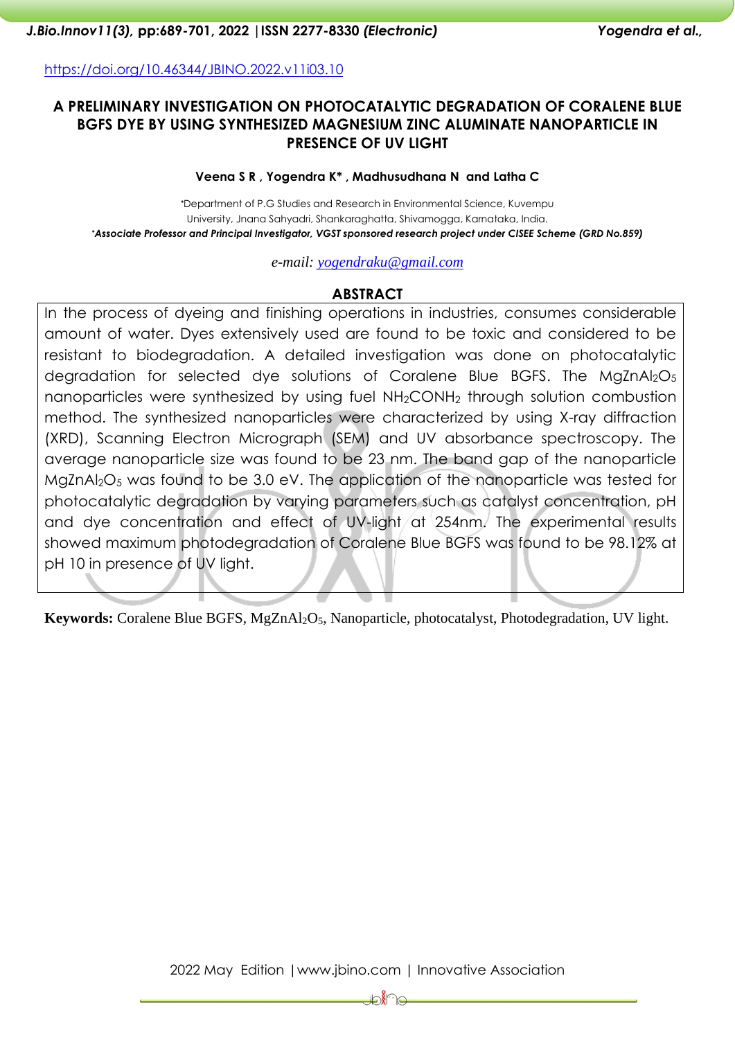https://doi.org/10.46344/JBINO.2022.v11i03.10

# A PRELIMINARY INVESTIGATION ON PHOTOCATALYTIC DEGRADATION OF CORALENE BLUE BGFS DYE BY USING SYNTHESIZED MAGNESIUM ZINC ALUMINATE NANOPARTICLE IN PRESENCE OF UV LIGHT

**Veena S R , Yogendra K\* , Madhusudhana N and Latha C**

\*Department of P.G Studies and Research in Environmental Science, Kuvempu University, Jnana Sahyadri, Shankaraghatta, Shivamogga, Karnataka, India.

*\*Associate Professor and Principal Investigator, VGST sponsored research project under CISEE Scheme (GRD No.859)*

*e-mail: yogendraku@gmail.com*

## ABSTRACT

In the process of dyeing and finishing operations in industries, consumes considerable amount of water. Dyes extensively used are found to be toxic and considered to be resistant to biodegradation. A detailed investigation was done on photocatalytic degradation for selected dye solutions of Coralene Blue BGFS. The $MgZnAl_2O_5$ nanoparticles were synthesized by using fuel $NH_2CONH_2$ through solution combustion method. The synthesized nanoparticles were characterized by using X-ray diffraction (XRD), Scanning Electron Micrograph (SEM) and UV absorbance spectroscopy. The average nanoparticle size was found to be 23 nm. The band gap of the nanoparticle $MgZnAl_2O_5$ was found to be 3.0 eV. The application of the nanoparticle was tested for photocatalytic degradation by varying parameters such as catalyst concentration, pH and dye concentration and effect of UV-light at 254nm. The experimental results showed maximum photodegradation of Coralene Blue BGFS was found to be 98.12% at pH 10 in presence of UV light.

**Keywords:** Coralene Blue BGFS, $MgZnAl_2O_5$, Nanoparticle, photocatalyst, Photodegradation, UV light.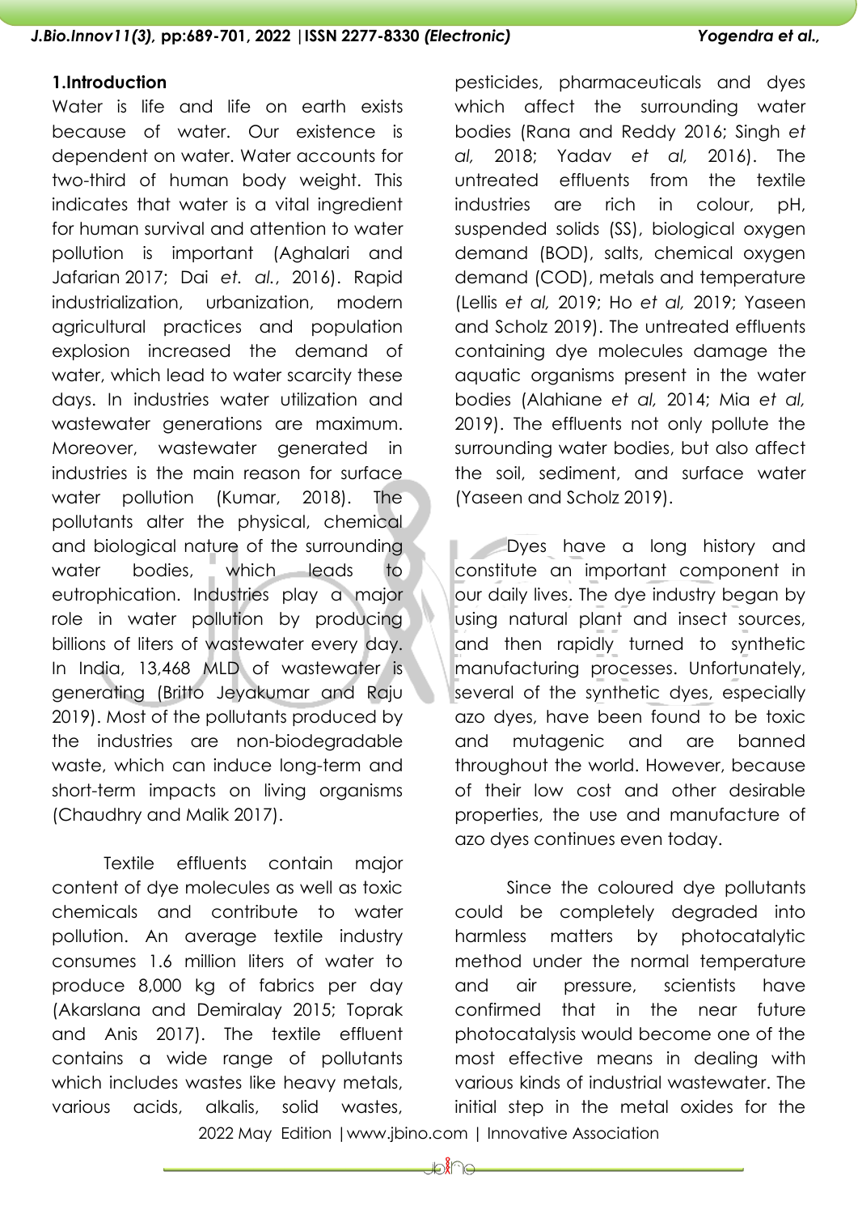## 1.Introduction

Water is life and life on earth exists because of water. Our existence is dependent on water. Water accounts for two-third of human body weight. This indicates that water is a vital ingredient for human survival and attention to water pollution is important (Aghalari and Jafarian 2017; Dai *et. al.*, 2016). Rapid industrialization, urbanization, modern agricultural practices and population explosion increased the demand of water, which lead to water scarcity these days. In industries water utilization and wastewater generations are maximum. Moreover, wastewater generated in industries is the main reason for surface water pollution (Kumar, 2018). The pollutants alter the physical, chemical and biological nature of the surrounding water bodies, which leads to eutrophication. Industries play a major role in water pollution by producing billions of liters of wastewater every day. In India, 13,468 MLD of wastewater is generating (Britto Jeyakumar and Raju 2019). Most of the pollutants produced by the industries are non-biodegradable waste, which can induce long-term and short-term impacts on living organisms (Chaudhry and Malik 2017).

Textile effluents contain major content of dye molecules as well as toxic chemicals and contribute to water pollution. An average textile industry consumes 1.6 million liters of water to produce 8,000 kg of fabrics per day (Akarslana and Demiralay 2015; Toprak and Anis 2017). The textile effluent contains a wide range of pollutants which includes wastes like heavy metals, various acids, alkalis, solid wastes, pesticides, pharmaceuticals and dyes which affect the surrounding water bodies (Rana and Reddy 2016; Singh *et al,* 2018; Yadav *et al,* 2016). The untreated effluents from the textile industries are rich in colour, pH, suspended solids (SS), biological oxygen demand (BOD), salts, chemical oxygen demand (COD), metals and temperature (Lellis *et al,* 2019; Ho *et al,* 2019; Yaseen and Scholz 2019). The untreated effluents containing dye molecules damage the aquatic organisms present in the water bodies (Alahiane *et al,* 2014; Mia *et al,* 2019). The effluents not only pollute the surrounding water bodies, but also affect the soil, sediment, and surface water (Yaseen and Scholz 2019).

Dyes have a long history and constitute an important component in our daily lives. The dye industry began by using natural plant and insect sources, and then rapidly turned to synthetic manufacturing processes. Unfortunately, several of the synthetic dyes, especially azo dyes, have been found to be toxic and mutagenic and are banned throughout the world. However, because of their low cost and other desirable properties, the use and manufacture of azo dyes continues even today.

Since the coloured dye pollutants could be completely degraded into harmless matters by photocatalytic method under the normal temperature and air pressure, scientists have confirmed that in the near future photocatalysis would become one of the most effective means in dealing with various kinds of industrial wastewater. The initial step in the metal oxides for the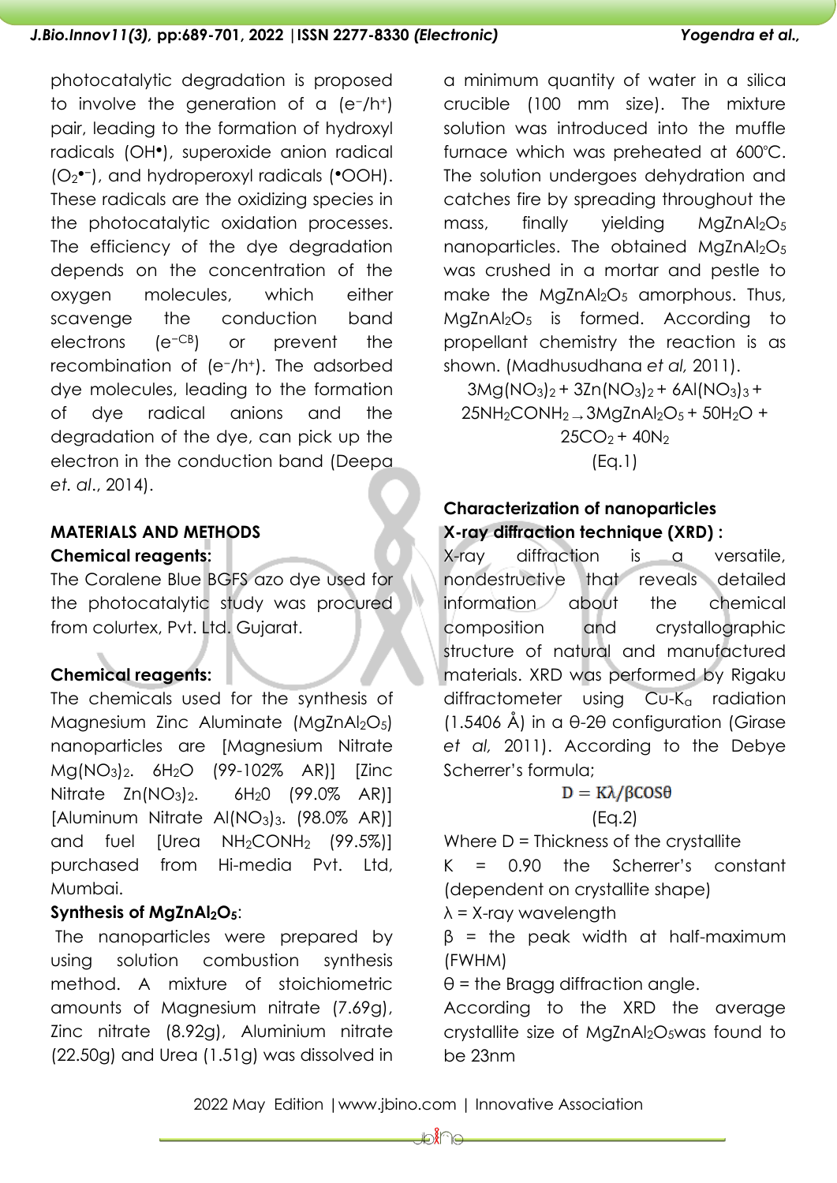photocatalytic degradation is proposed to involve the generation of a ($e^-/h^+$) pair, leading to the formation of hydroxyl radicals (OH•), superoxide anion radical ($O_2^{•-}$), and hydroperoxyl radicals (•OOH). These radicals are the oxidizing species in the photocatalytic oxidation processes. The efficiency of the dye degradation depends on the concentration of the oxygen molecules, which either scavenge the conduction band electrons ($e^{-CB}$) or prevent the recombination of ($e^-/h^+$). The adsorbed dye molecules, leading to the formation of dye radical anions and the degradation of the dye, can pick up the electron in the conduction band (Deepa *et. al*., 2014).

## MATERIALS AND METHODS

### Chemical reagents:

The Coralene Blue BGFS azo dye used for the photocatalytic study was procured from colurtex, Pvt. Ltd. Gujarat.

### Chemical reagents:

The chemicals used for the synthesis of Magnesium Zinc Aluminate ($MgZnAl_2O_5$) nanoparticles are [Magnesium Nitrate $Mg(NO_3)_2 . 6H_2O$ (99-102% AR)] [Zinc Nitrate $Zn(NO_3)_2 . 6H_20$ (99.0% AR)] [Aluminum Nitrate $Al(NO_3)_3$. (98.0% AR)] and fuel [Urea $NH_2CONH_2$ (99.5%)] purchased from Hi-media Pvt. Ltd, Mumbai.

### Synthesis of $MgZnAl_2O_5$:

The nanoparticles were prepared by using solution combustion synthesis method. A mixture of stoichiometric amounts of Magnesium nitrate (7.69g), Zinc nitrate (8.92g), Aluminium nitrate (22.50g) and Urea (1.51g) was dissolved in a minimum quantity of water in a silica crucible (100 mm size). The mixture solution was introduced into the muffle furnace which was preheated at 600°C. The solution undergoes dehydration and catches fire by spreading throughout the mass, finally yielding $MgZnAl_2O_5$ nanoparticles. The obtained $MgZnAl_2O_5$ was crushed in a mortar and pestle to make the $MgZnAl_2O_5$ amorphous. Thus, $MgZnAl_2O_5$ is formed. According to propellant chemistry the reaction is as shown. (Madhusudhana *et al,* 2011).

$$3Mg(NO_3)_2 + 3Zn(NO_3)_2 + 6Al(NO_3)_3 + 25NH_2CONH_2 \rightarrow 3MgZnAl_2O_5 + 50H_2O + 25CO_2 + 40N_2 \quad \text{(Eq.1)}$$

## Characterization of nanoparticles

### X-ray diffraction technique (XRD) :

X-ray diffraction is a versatile, nondestructive that reveals detailed information about the chemical composition and crystallographic structure of natural and manufactured materials. XRD was performed by Rigaku diffractometer using Cu-$K_\alpha$ radiation (1.5406 Å) in a θ-2θ configuration (Girase *et al,* 2011). According to the Debye Scherrer's formula;

$$D = K\lambda/\beta\cos\theta \quad \text{(Eq.2)}$$

Where D = Thickness of the crystallite

K = 0.90 the Scherrer's constant (dependent on crystallite shape)

λ = X-ray wavelength

β = the peak width at half-maximum (FWHM)

θ = the Bragg diffraction angle.

According to the XRD the average crystallite size of $MgZnAl_2O_5$was found to be 23nm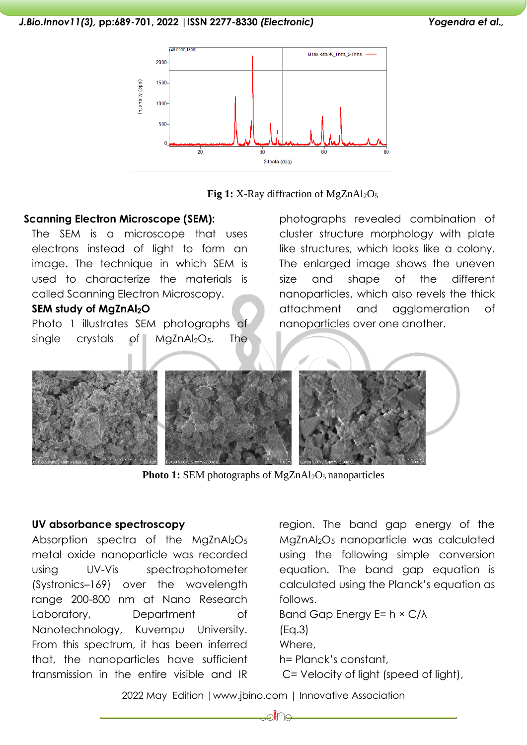**Fig 1:** X-Ray diffraction of $MgZnAl_2O_5$

## Scanning Electron Microscope (SEM):

The SEM is a microscope that uses electrons instead of light to form an image. The technique in which SEM is used to characterize the materials is called Scanning Electron Microscopy.

### SEM study of $MgZnAl_2O$

Photo 1 illustrates SEM photographs of single crystals of $MgZnAl_2O_5$. The photographs revealed combination of cluster structure morphology with plate like structures, which looks like a colony. The enlarged image shows the uneven size and shape of the different nanoparticles, which also revels the thick attachment and agglomeration of nanoparticles over one another.

**Photo 1:** SEM photographs of $MgZnAl_2O_5$ nanoparticles

## UV absorbance spectroscopy

Absorption spectra of the $MgZnAl_2O_5$ metal oxide nanoparticle was recorded using UV-Vis spectrophotometer (Systronics–169) over the wavelength range 200-800 nm at Nano Research Laboratory, Department of Nanotechnology, Kuvempu University. From this spectrum, it has been inferred that, the nanoparticles have sufficient transmission in the entire visible and IR region. The band gap energy of the $MgZnAl_2O_5$ nanoparticle was calculated using the following simple conversion equation. The band gap equation is calculated using the Planck's equation as follows.

Band Gap Energy $E = h \times C/\lambda$

(Eq.3)

Where,

h= Planck's constant,

C= Velocity of light (speed of light),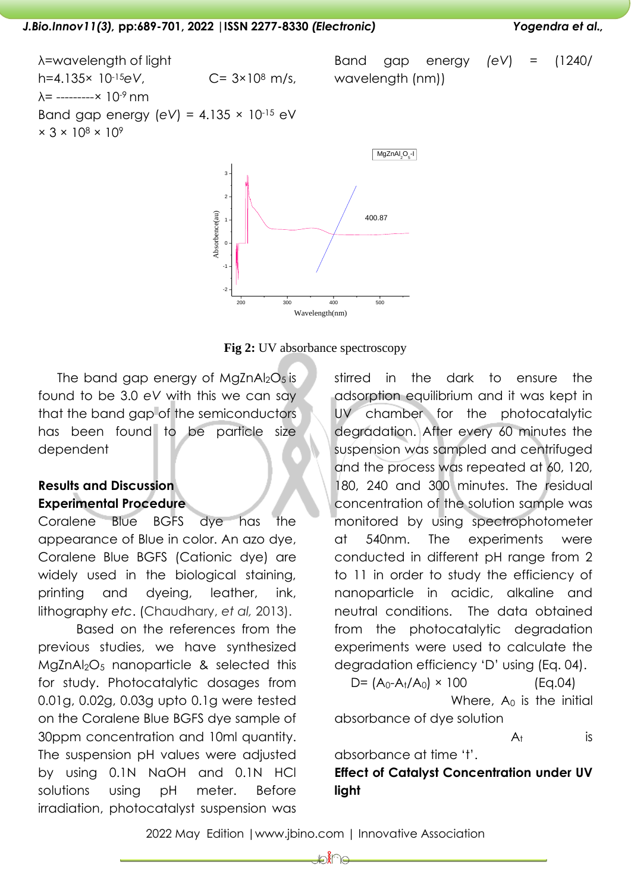λ=wavelength of light

h=4.135× $10^{-15}$*eV*, C= 3×$10^{8}$ m/s,

λ= ---------× $10^{-9}$ nm

Band gap energy (*eV*) = 4.135 × $10^{-15}$ eV × 3 × $10^{8}$ × $10^{9}$

Band gap energy (*eV*) = (1240/ wavelength (nm))

**Fig 2:** UV absorbance spectroscopy

The band gap energy of $MgZnAl_2O_5$ is found to be 3.0 *eV* with this we can say that the band gap of the semiconductors has been found to be particle size dependent

## Results and Discussion

### Experimental Procedure

Coralene Blue BGFS dye has the appearance of Blue in color. An azo dye, Coralene Blue BGFS (Cationic dye) are widely used in the biological staining, printing and dyeing, leather, ink, lithography *etc*. (Chaudhary, *et al*, 2013).

Based on the references from the previous studies, we have synthesized $MgZnAl_2O_5$ nanoparticle & selected this for study. Photocatalytic dosages from 0.01g, 0.02g, 0.03g upto 0.1g were tested on the Coralene Blue BGFS dye sample of 30ppm concentration and 10ml quantity. The suspension pH values were adjusted by using 0.1N NaOH and 0.1N HCl solutions using pH meter. Before irradiation, photocatalyst suspension was stirred in the dark to ensure the adsorption equilibrium and it was kept in UV chamber for the photocatalytic degradation. After every 60 minutes the suspension was sampled and centrifuged and the process was repeated at 60, 120, 180, 240 and 300 minutes. The residual concentration of the solution sample was monitored by using spectrophotometer at 540nm. The experiments were conducted in different pH range from 2 to 11 in order to study the efficiency of nanoparticle in acidic, alkaline and neutral conditions. The data obtained from the photocatalytic degradation experiments were used to calculate the degradation efficiency 'D' using (Eq. 04).

$$D= (A_0-A_t/A_0) \times 100 \qquad (Eq.04)$$

Where, $A_0$ is the initial absorbance of dye solution

$A_t$ is absorbance at time 't'.

### Effect of Catalyst Concentration under UV light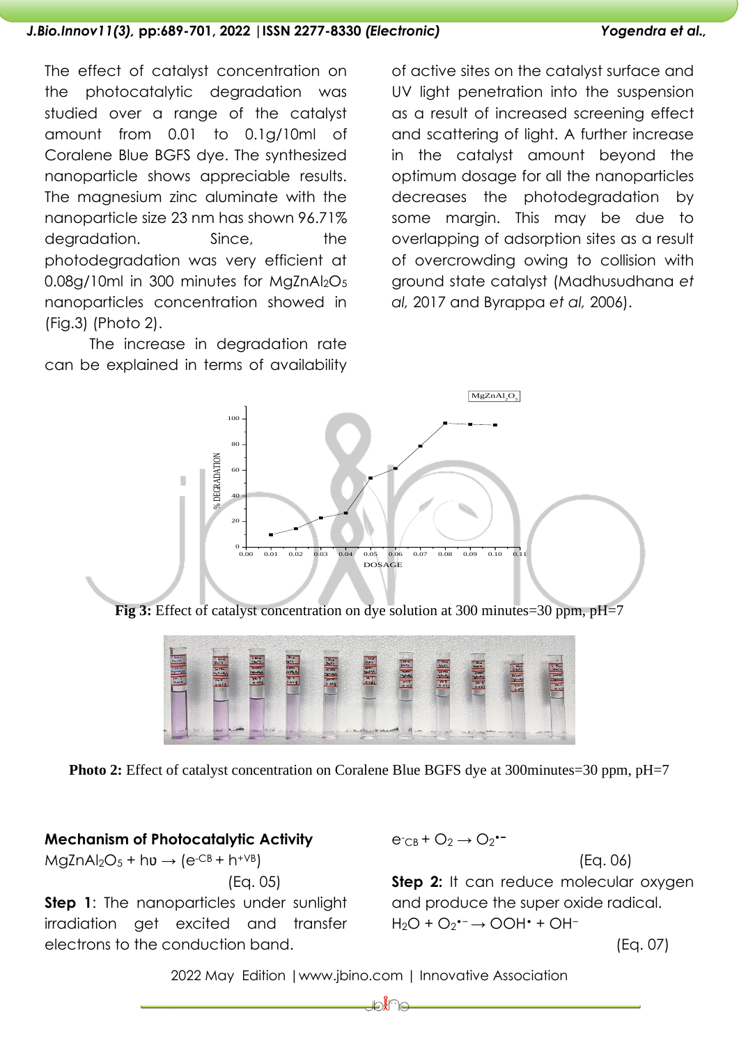The effect of catalyst concentration on the photocatalytic degradation was studied over a range of the catalyst amount from 0.01 to 0.1g/10ml of Coralene Blue BGFS dye. The synthesized nanoparticle shows appreciable results. The magnesium zinc aluminate with the nanoparticle size 23 nm has shown 96.71% degradation. Since, the photodegradation was very efficient at 0.08g/10ml in 300 minutes for $MgZnAl_2O_5$ nanoparticles concentration showed in (Fig.3) (Photo 2).

The increase in degradation rate can be explained in terms of availability of active sites on the catalyst surface and UV light penetration into the suspension as a result of increased screening effect and scattering of light. A further increase in the catalyst amount beyond the optimum dosage for all the nanoparticles decreases the photodegradation by some margin. This may be due to overlapping of adsorption sites as a result of overcrowding owing to collision with ground state catalyst (Madhusudhana *et al,* 2017 and Byrappa *et al,* 2006).

**Fig 3:** Effect of catalyst concentration on dye solution at 300 minutes=30 ppm, pH=7

**Photo 2:** Effect of catalyst concentration on Coralene Blue BGFS dye at 300minutes=30 ppm, pH=7

**Mechanism of Photocatalytic Activity**

$$MgZnAl_2O_5 + h\upsilon \rightarrow (e^{-}_{CB} + h^{+}_{VB}) \quad \text{(Eq. 05)}$$

**Step 1**: The nanoparticles under sunlight irradiation get excited and transfer electrons to the conduction band.

$$e^{-}_{CB} + O_2 \rightarrow O_2^{\bullet -} \quad \text{(Eq. 06)}$$

**Step 2:** It can reduce molecular oxygen and produce the super oxide radical.

$$H_2O + O_2^{\bullet -} \rightarrow OOH^{\bullet} + OH^{-} \quad \text{(Eq. 07)}$$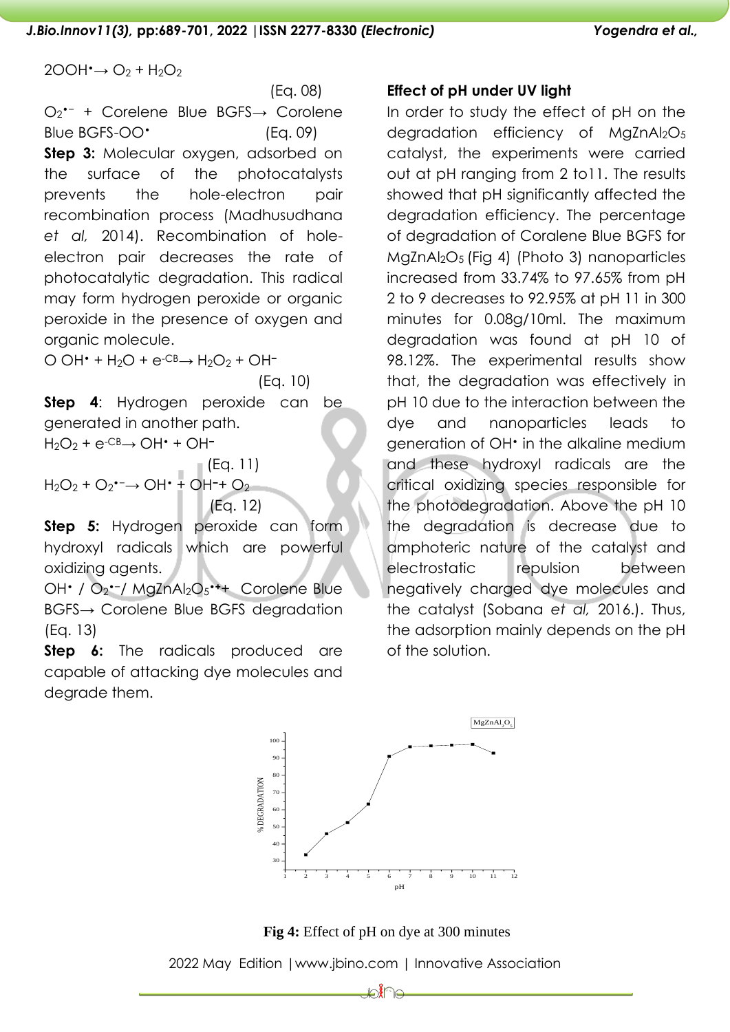$2OOH^{\bullet} \rightarrow O_2 + H_2O_2$ (Eq. 08)

$O_2^{\bullet -}$ + Corelene Blue BGFS→ Corolene Blue BGFS-$OO^{\bullet}$ (Eq. 09)

**Step 3:** Molecular oxygen, adsorbed on the surface of the photocatalysts prevents the hole-electron pair recombination process (Madhusudhana *et al,* 2014). Recombination of hole-electron pair decreases the rate of photocatalytic degradation. This radical may form hydrogen peroxide or organic peroxide in the presence of oxygen and organic molecule.

$O\ OH^{\bullet} + H_2O + e^{-CB} \rightarrow H_2O_2 + OH^{-}$ (Eq. 10)

**Step 4**: Hydrogen peroxide can be generated in another path.

$H_2O_2 + e^{-CB} \rightarrow OH^{\bullet} + OH^{-}$ (Eq. 11)

$H_2O_2 + O_2^{\bullet -} \rightarrow OH^{\bullet} + OH^{-} + O_2$ (Eq. 12)

**Step 5:** Hydrogen peroxide can form hydroxyl radicals which are powerful oxidizing agents.

$OH^{\bullet}$ / $O_2^{\bullet -}$/ $MgZnAl_2O_5^{\bullet +}$+ Corolene Blue BGFS→ Corolene Blue BGFS degradation (Eq. 13)

**Step 6:** The radicals produced are capable of attacking dye molecules and degrade them.

**Effect of pH under UV light**

In order to study the effect of pH on the degradation efficiency of $MgZnAl_2O_5$ catalyst, the experiments were carried out at pH ranging from 2 to11. The results showed that pH significantly affected the degradation efficiency. The percentage of degradation of Coralene Blue BGFS for $MgZnAl_2O_5$ (Fig 4) (Photo 3) nanoparticles increased from 33.74% to 97.65% from pH 2 to 9 decreases to 92.95% at pH 11 in 300 minutes for 0.08g/10ml. The maximum degradation was found at pH 10 of 98.12%. The experimental results show that, the degradation was effectively in pH 10 due to the interaction between the dye and nanoparticles leads to generation of $OH^{\bullet}$ in the alkaline medium and these hydroxyl radicals are the critical oxidizing species responsible for the photodegradation. Above the pH 10 the degradation is decrease due to amphoteric nature of the catalyst and electrostatic repulsion between negatively charged dye molecules and the catalyst (Sobana *et al,* 2016.). Thus, the adsorption mainly depends on the pH of the solution.

**Fig 4:** Effect of pH on dye at 300 minutes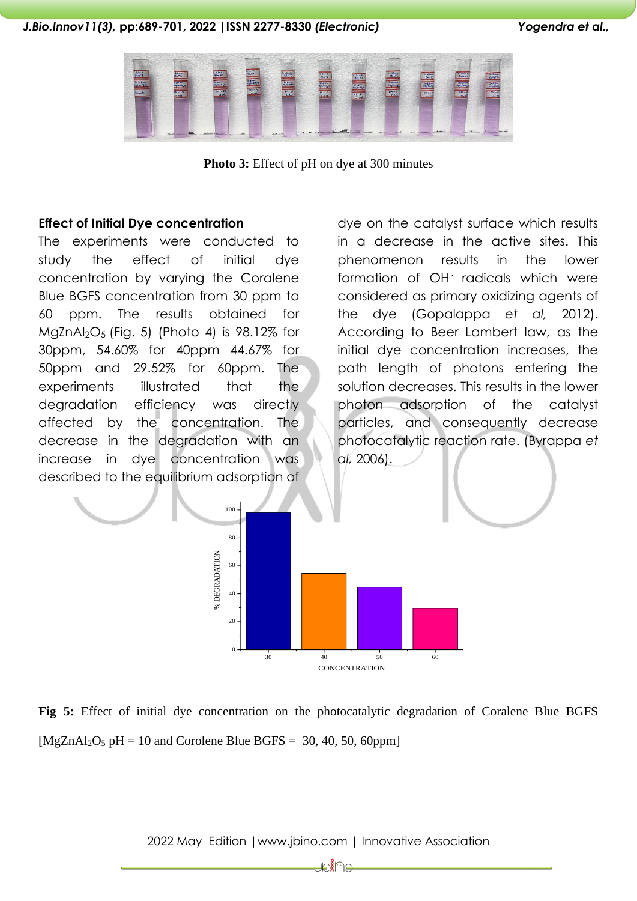**Photo 3:** Effect of pH on dye at 300 minutes

### Effect of Initial Dye concentration

The experiments were conducted to study the effect of initial dye concentration by varying the Coralene Blue BGFS concentration from 30 ppm to 60 ppm. The results obtained for $MgZnAl_2O_5$ (Fig. 5) (Photo 4) is 98.12% for 30ppm, 54.60% for 40ppm 44.67% for 50ppm and 29.52% for 60ppm. The experiments illustrated that the degradation efficiency was directly affected by the concentration. The decrease in the degradation with an increase in dye concentration was described to the equilibrium adsorption of dye on the catalyst surface which results in a decrease in the active sites. This phenomenon results in the lower formation of $OH^{\cdot}$ radicals which were considered as primary oxidizing agents of the dye (Gopalappa *et al,* 2012). According to Beer Lambert law, as the initial dye concentration increases, the path length of photons entering the solution decreases. This results in the lower photon adsorption of the catalyst particles, and consequently decrease photocatalytic reaction rate. (Byrappa *et al,* 2006).

**Fig 5:** Effect of initial dye concentration on the photocatalytic degradation of Coralene Blue BGFS [$MgZnAl_2O_5$ pH = 10 and Corolene Blue BGFS = 30, 40, 50, 60ppm]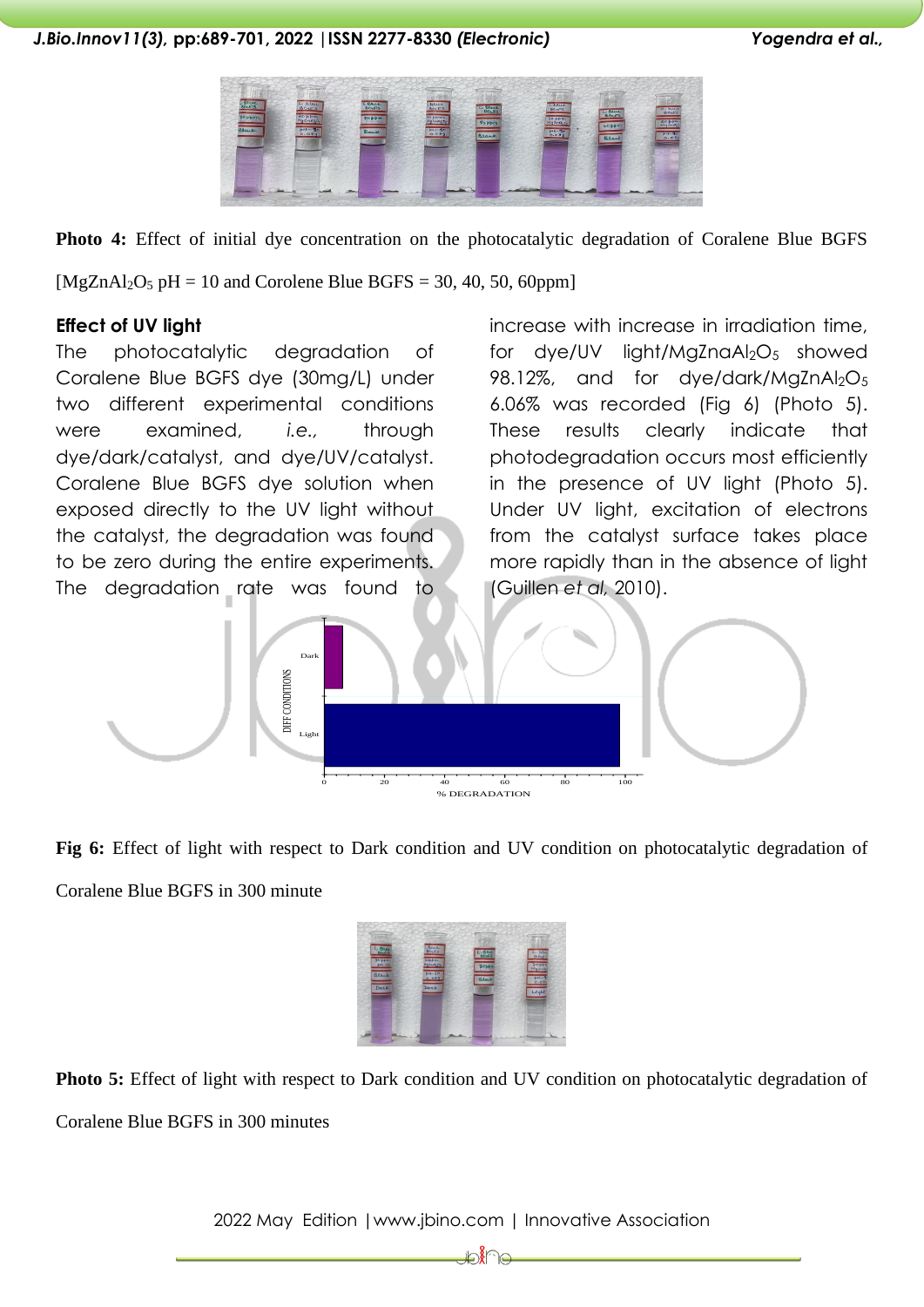**Photo 4:** Effect of initial dye concentration on the photocatalytic degradation of Coralene Blue BGFS [$MgZnAl_2O_5$ pH = 10 and Corolene Blue BGFS = 30, 40, 50, 60ppm]

### Effect of UV light

The photocatalytic degradation of Coralene Blue BGFS dye (30mg/L) under two different experimental conditions were examined, *i.e.,* through dye/dark/catalyst, and dye/UV/catalyst. Coralene Blue BGFS dye solution when exposed directly to the UV light without the catalyst, the degradation was found to be zero during the entire experiments. The degradation rate was found to increase with increase in irradiation time, for dye/UV light/$MgZnaAl_2O_5$ showed 98.12%, and for dye/dark/$MgZnAl_2O_5$ 6.06% was recorded (Fig 6) (Photo 5). These results clearly indicate that photodegradation occurs most efficiently in the presence of UV light (Photo 5). Under UV light, excitation of electrons from the catalyst surface takes place more rapidly than in the absence of light (Guillen *et al*, 2010).

**Fig 6:** Effect of light with respect to Dark condition and UV condition on photocatalytic degradation of Coralene Blue BGFS in 300 minute

**Photo 5:** Effect of light with respect to Dark condition and UV condition on photocatalytic degradation of Coralene Blue BGFS in 300 minutes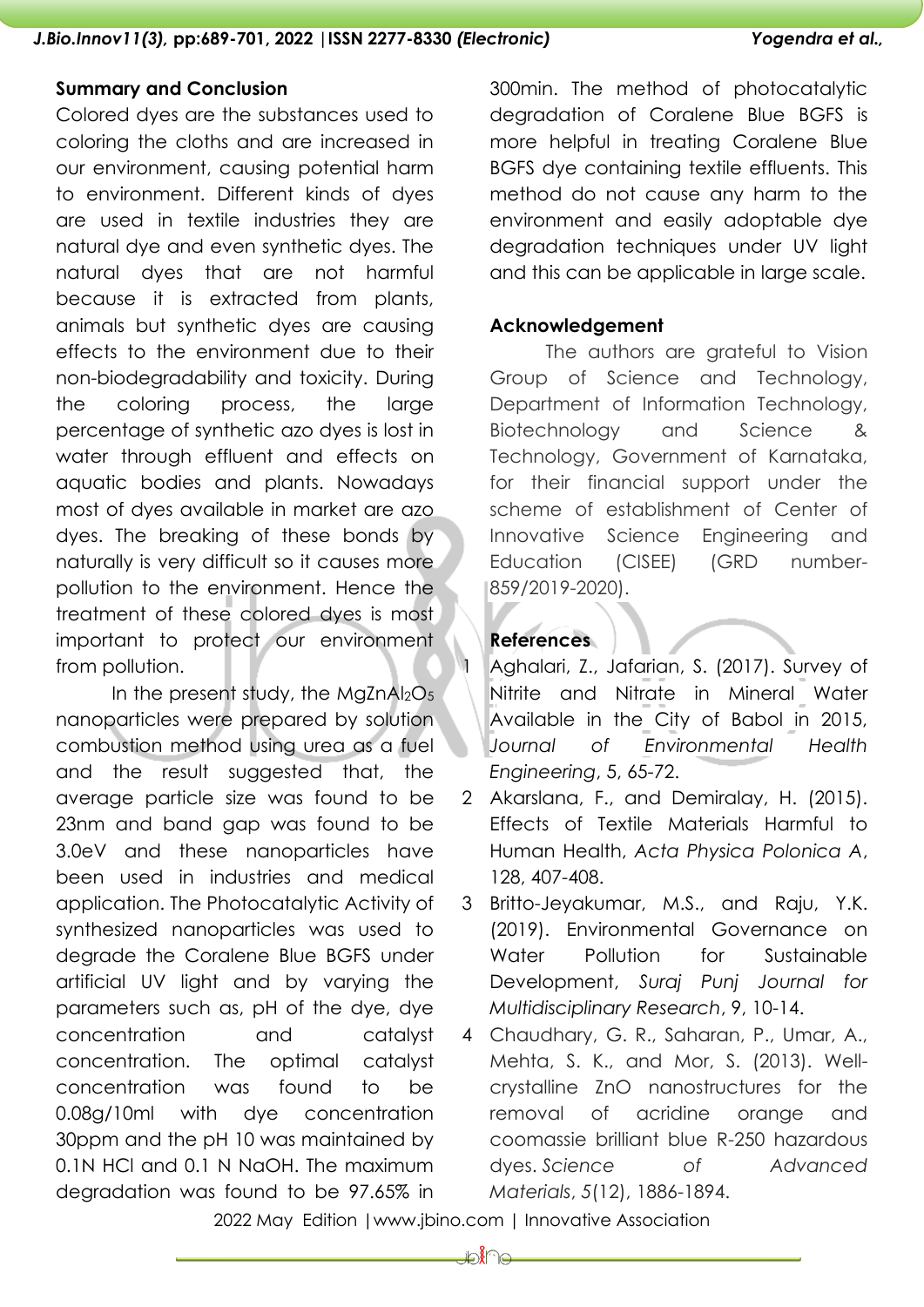## Summary and Conclusion

Colored dyes are the substances used to coloring the cloths and are increased in our environment, causing potential harm to environment. Different kinds of dyes are used in textile industries they are natural dye and even synthetic dyes. The natural dyes that are not harmful because it is extracted from plants, animals but synthetic dyes are causing effects to the environment due to their non-biodegradability and toxicity. During the coloring process, the large percentage of synthetic azo dyes is lost in water through effluent and effects on aquatic bodies and plants. Nowadays most of dyes available in market are azo dyes. The breaking of these bonds by naturally is very difficult so it causes more pollution to the environment. Hence the treatment of these colored dyes is most important to protect our environment from pollution.

In the present study, the $MgZnAl_2O_5$ nanoparticles were prepared by solution combustion method using urea as a fuel and the result suggested that, the average particle size was found to be 23nm and band gap was found to be 3.0eV and these nanoparticles have been used in industries and medical application. The Photocatalytic Activity of synthesized nanoparticles was used to degrade the Coralene Blue BGFS under artificial UV light and by varying the parameters such as, pH of the dye, dye concentration and catalyst concentration. The optimal catalyst concentration was found to be 0.08g/10ml with dye concentration 30ppm and the pH 10 was maintained by 0.1N HCl and 0.1 N NaOH. The maximum degradation was found to be 97.65% in 300min. The method of photocatalytic degradation of Coralene Blue BGFS is more helpful in treating Coralene Blue BGFS dye containing textile effluents. This method do not cause any harm to the environment and easily adoptable dye degradation techniques under UV light and this can be applicable in large scale.

## Acknowledgement

The authors are grateful to Vision Group of Science and Technology, Department of Information Technology, Biotechnology and Science & Technology, Government of Karnataka, for their financial support under the scheme of establishment of Center of Innovative Science Engineering and Education (CISEE) (GRD number-859/2019-2020).

## References

1. Aghalari, Z., Jafarian, S. (2017). Survey of Nitrite and Nitrate in Mineral Water Available in the City of Babol in 2015, *Journal of Environmental Health Engineering*, 5, 65-72.
2. Akarslana, F., and Demiralay, H. (2015). Effects of Textile Materials Harmful to Human Health, *Acta Physica Polonica A*, 128, 407-408.
3. Britto-Jeyakumar, M.S., and Raju, Y.K. (2019). Environmental Governance on Water Pollution for Sustainable Development, *Suraj Punj Journal for Multidisciplinary Research*, 9, 10-14.
4. Chaudhary, G. R., Saharan, P., Umar, A., Mehta, S. K., and Mor, S. (2013). Well-crystalline ZnO nanostructures for the removal of acridine orange and coomassie brilliant blue R-250 hazardous dyes. *Science of Advanced Materials*, *5*(12), 1886-1894.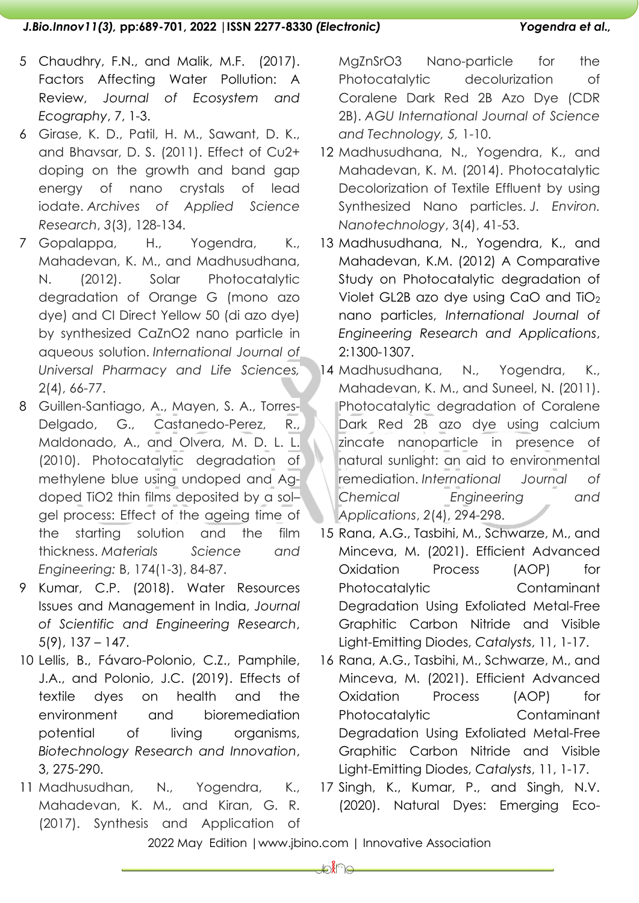5 Chaudhry, F.N., and Malik, M.F. (2017). Factors Affecting Water Pollution: A Review, *Journal of Ecosystem and Ecography*, 7, 1-3.

6 Girase, K. D., Patil, H. M., Sawant, D. K., and Bhavsar, D. S. (2011). Effect of Cu2+ doping on the growth and band gap energy of nano crystals of lead iodate. *Archives of Applied Science Research*, 3(3), 128-134.

7 Gopalappa, H., Yogendra, K., Mahadevan, K. M., and Madhusudhana, N. (2012). Solar Photocatalytic degradation of Orange G (mono azo dye) and CI Direct Yellow 50 (di azo dye) by synthesized CaZnO2 nano particle in aqueous solution. *International Journal of Universal Pharmacy and Life Sciences,* 2(4), 66-77.

8 Guillen-Santiago, A., Mayen, S. A., Torres-Delgado, G., Castanedo-Perez, R., Maldonado, A., and Olvera, M. D. L. L. (2010). Photocatalytic degradation of methylene blue using undoped and Ag-doped TiO2 thin films deposited by a sol–gel process: Effect of the ageing time of the starting solution and the film thickness. *Materials Science and Engineering:* B, 174(1-3), 84-87.

9 Kumar, C.P. (2018). Water Resources Issues and Management in India, *Journal of Scientific and Engineering Research*, 5(9), 137 – 147.

10 Lellis, B., Fávaro-Polonio, C.Z., Pamphile, J.A., and Polonio, J.C. (2019). Effects of textile dyes on health and the environment and bioremediation potential of living organisms, *Biotechnology Research and Innovation*, 3, 275-290.

11 Madhusudhan, N., Yogendra, K., Mahadevan, K. M., and Kiran, G. R. (2017). Synthesis and Application of MgZnSrO3 Nano-particle for the Photocatalytic decolurization of Coralene Dark Red 2B Azo Dye (CDR 2B). *AGU International Journal of Science and Technology, 5,* 1-10.

12 Madhusudhana, N., Yogendra, K., and Mahadevan, K. M. (2014). Photocatalytic Decolorization of Textile Effluent by using Synthesized Nano particles. *J. Environ. Nanotechnology*, 3(4), 41-53.

13 Madhusudhana, N., Yogendra, K., and Mahadevan, K.M. (2012) A Comparative Study on Photocatalytic degradation of Violet GL2B azo dye using CaO and $TiO_2$ nano particles, *International Journal of Engineering Research and Applications*, 2:1300-1307.

14 Madhusudhana, N., Yogendra, K., Mahadevan, K. M., and Suneel, N. (2011). Photocatalytic degradation of Coralene Dark Red 2B azo dye using calcium zincate nanoparticle in presence of natural sunlight: an aid to environmental remediation. *International Journal of Chemical Engineering and Applications*, 2(4), 294-298.

15 Rana, A.G., Tasbihi, M., Schwarze, M., and Minceva, M. (2021). Efficient Advanced Oxidation Process (AOP) for Photocatalytic Contaminant Degradation Using Exfoliated Metal-Free Graphitic Carbon Nitride and Visible Light-Emitting Diodes, *Catalysts*, 11, 1-17.

16 Rana, A.G., Tasbihi, M., Schwarze, M., and Minceva, M. (2021). Efficient Advanced Oxidation Process (AOP) for Photocatalytic Contaminant Degradation Using Exfoliated Metal-Free Graphitic Carbon Nitride and Visible Light-Emitting Diodes, *Catalysts*, 11, 1-17.

17 Singh, K., Kumar, P., and Singh, N.V. (2020). Natural Dyes: Emerging Eco-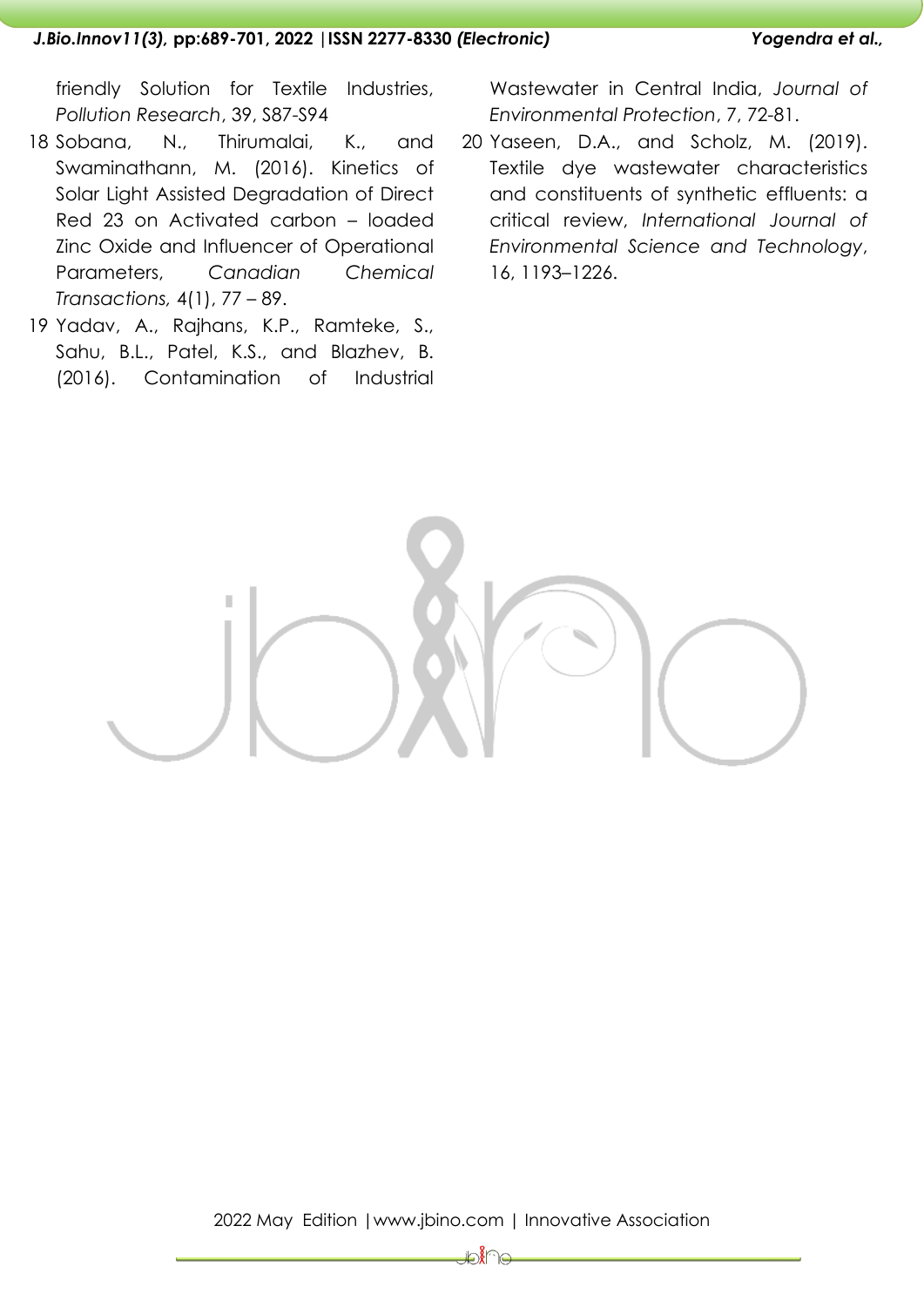friendly Solution for Textile Industries, *Pollution Research*, 39, S87-S94

18 Sobana, N., Thirumalai, K., and Swaminathann, M. (2016). Kinetics of Solar Light Assisted Degradation of Direct Red 23 on Activated carbon – loaded Zinc Oxide and Influencer of Operational Parameters, *Canadian Chemical Transactions,* 4(1), 77 – 89.

19 Yadav, A., Rajhans, K.P., Ramteke, S., Sahu, B.L., Patel, K.S., and Blazhev, B. (2016). Contamination of Industrial Wastewater in Central India, *Journal of Environmental Protection*, 7, 72-81.

20 Yaseen, D.A., and Scholz, M. (2019). Textile dye wastewater characteristics and constituents of synthetic effluents: a critical review, *International Journal of Environmental Science and Technology*, 16, 1193–1226.